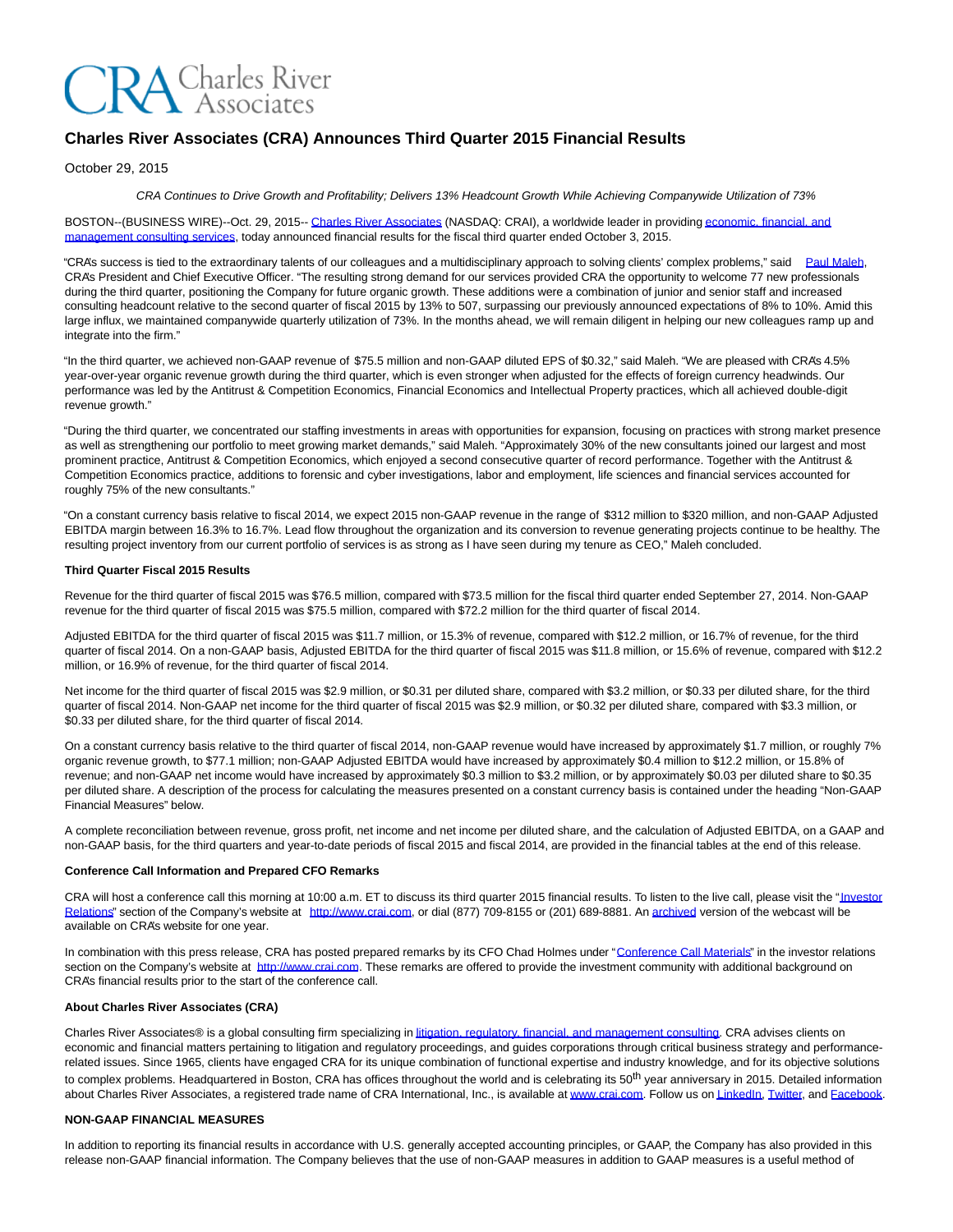CRA Charles River Associates

# Charles River Associates (CRA) Announces Third Quarter 2015 Financial Results

October 29, 2015

*CRA Continues to Drive Growth and Profitability; Delivers 13% Headcount Growth While Achieving Companywide Utilization of 73%*

BOSTON--(BUSINESS WIRE)--Oct. 29, 2015-- Charles River Associates (NASDAQ: CRAI), a worldwide leader in providing economic, financial, and management consulting services, today announced financial results for the fiscal third quarter ended October 3, 2015.

"CRA's success is tied to the extraordinary talents of our colleagues and a multidisciplinary approach to solving clients' complex problems," said Paul Maleh, CRA's President and Chief Executive Officer. "The resulting strong demand for our services provided CRA the opportunity to welcome 77 new professionals during the third quarter, positioning the Company for future organic growth. These additions were a combination of junior and senior staff and increased consulting headcount relative to the second quarter of fiscal 2015 by 13% to 507, surpassing our previously announced expectations of 8% to 10%. Amid this large influx, we maintained companywide quarterly utilization of 73%. In the months ahead, we will remain diligent in helping our new colleagues ramp up and integrate into the firm."

"In the third quarter, we achieved non-GAAP revenue of $75.5 million and non-GAAP diluted EPS of $0.32," said Maleh. "We are pleased with CRA's 4.5% year-over-year organic revenue growth during the third quarter, which is even stronger when adjusted for the effects of foreign currency headwinds. Our performance was led by the Antitrust & Competition Economics, Financial Economics and Intellectual Property practices, which all achieved double-digit revenue growth."

"During the third quarter, we concentrated our staffing investments in areas with opportunities for expansion, focusing on practices with strong market presence as well as strengthening our portfolio to meet growing market demands," said Maleh. "Approximately 30% of the new consultants joined our largest and most prominent practice, Antitrust & Competition Economics, which enjoyed a second consecutive quarter of record performance. Together with the Antitrust & Competition Economics practice, additions to forensic and cyber investigations, labor and employment, life sciences and financial services accounted for roughly 75% of the new consultants."

"On a constant currency basis relative to fiscal 2014, we expect 2015 non-GAAP revenue in the range of $312 million to $320 million, and non-GAAP Adjusted EBITDA margin between 16.3% to 16.7%. Lead flow throughout the organization and its conversion to revenue generating projects continue to be healthy. The resulting project inventory from our current portfolio of services is as strong as I have seen during my tenure as CEO," Maleh concluded.

**Third Quarter Fiscal 2015 Results**

Revenue for the third quarter of fiscal 2015 was $76.5 million, compared with $73.5 million for the fiscal third quarter ended September 27, 2014. Non-GAAP revenue for the third quarter of fiscal 2015 was $75.5 million, compared with $72.2 million for the third quarter of fiscal 2014.

Adjusted EBITDA for the third quarter of fiscal 2015 was $11.7 million, or 15.3% of revenue, compared with $12.2 million, or 16.7% of revenue, for the third quarter of fiscal 2014. On a non-GAAP basis, Adjusted EBITDA for the third quarter of fiscal 2015 was $11.8 million, or 15.6% of revenue, compared with $12.2 million, or 16.9% of revenue, for the third quarter of fiscal 2014.

Net income for the third quarter of fiscal 2015 was $2.9 million, or $0.31 per diluted share, compared with $3.2 million, or $0.33 per diluted share, for the third quarter of fiscal 2014. Non-GAAP net income for the third quarter of fiscal 2015 was $2.9 million, or $0.32 per diluted share, compared with $3.3 million, or $0.33 per diluted share, for the third quarter of fiscal 2014.

On a constant currency basis relative to the third quarter of fiscal 2014, non-GAAP revenue would have increased by approximately $1.7 million, or roughly 7% organic revenue growth, to $77.1 million; non-GAAP Adjusted EBITDA would have increased by approximately $0.4 million to $12.2 million, or 15.8% of revenue; and non-GAAP net income would have increased by approximately $0.3 million to $3.2 million, or by approximately $0.03 per diluted share to $0.35 per diluted share. A description of the process for calculating the measures presented on a constant currency basis is contained under the heading "Non-GAAP Financial Measures" below.

A complete reconciliation between revenue, gross profit, net income and net income per diluted share, and the calculation of Adjusted EBITDA, on a GAAP and non-GAAP basis, for the third quarters and year-to-date periods of fiscal 2015 and fiscal 2014, are provided in the financial tables at the end of this release.

**Conference Call Information and Prepared CFO Remarks**

CRA will host a conference call this morning at 10:00 a.m. ET to discuss its third quarter 2015 financial results. To listen to the live call, please visit the "Investor Relations" section of the Company's website at http://www.crai.com, or dial (877) 709-8155 or (201) 689-8881. An archived version of the webcast will be available on CRA's website for one year.

In combination with this press release, CRA has posted prepared remarks by its CFO Chad Holmes under "Conference Call Materials" in the investor relations section on the Company's website at http://www.crai.com. These remarks are offered to provide the investment community with additional background on CRA's financial results prior to the start of the conference call.

**About Charles River Associates (CRA)**

Charles River Associates® is a global consulting firm specializing in litigation, regulatory, financial, and management consulting. CRA advises clients on economic and financial matters pertaining to litigation and regulatory proceedings, and guides corporations through critical business strategy and performance-related issues. Since 1965, clients have engaged CRA for its unique combination of functional expertise and industry knowledge, and for its objective solutions to complex problems. Headquartered in Boston, CRA has offices throughout the world and is celebrating its 50th year anniversary in 2015. Detailed information about Charles River Associates, a registered trade name of CRA International, Inc., is available at www.crai.com. Follow us on LinkedIn, Twitter, and Facebook.

**NON-GAAP FINANCIAL MEASURES**

In addition to reporting its financial results in accordance with U.S. generally accepted accounting principles, or GAAP, the Company has also provided in this release non-GAAP financial information. The Company believes that the use of non-GAAP measures in addition to GAAP measures is a useful method of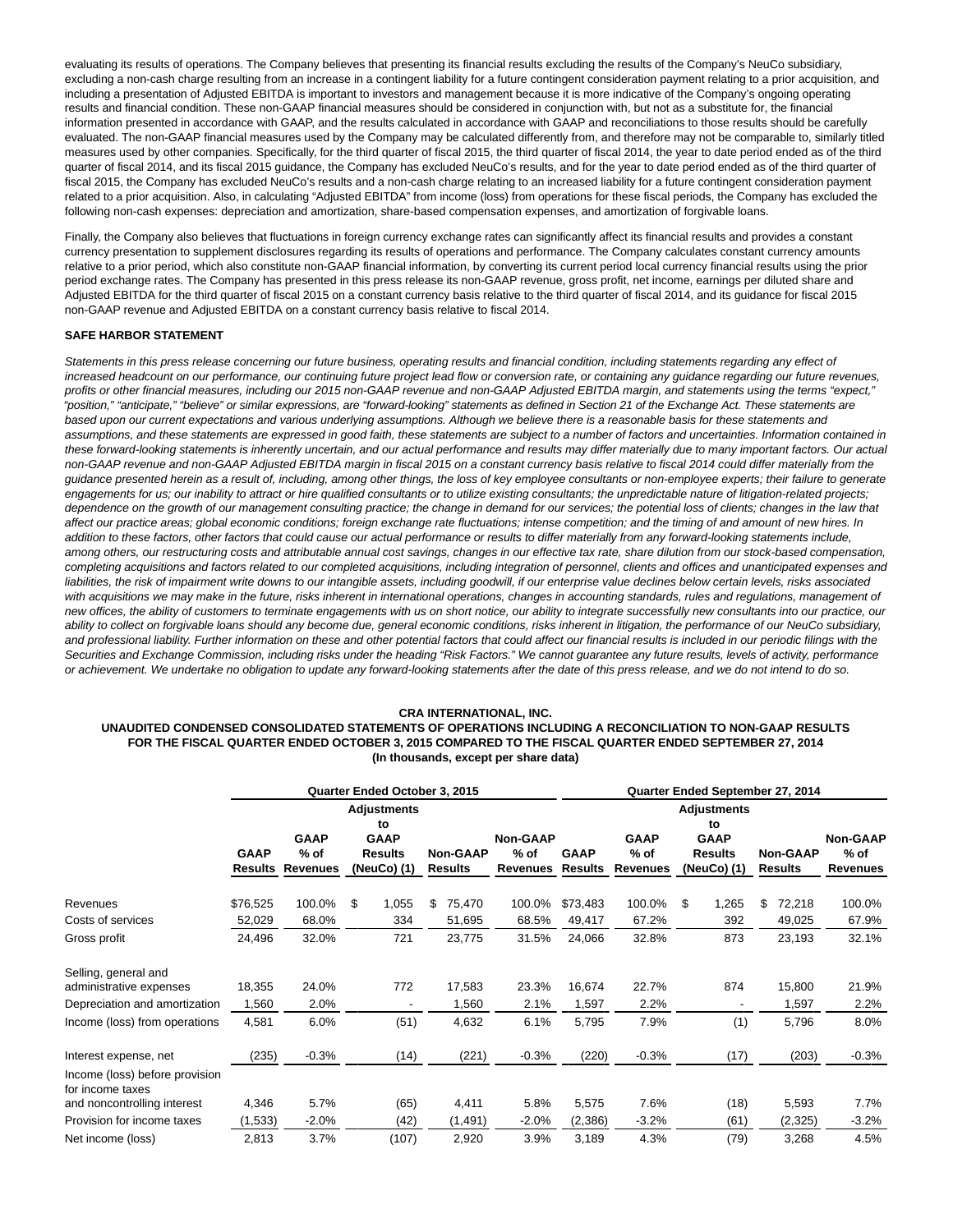evaluating its results of operations. The Company believes that presenting its financial results excluding the results of the Company's NeuCo subsidiary, excluding a non-cash charge resulting from an increase in a contingent liability for a future contingent consideration payment relating to a prior acquisition, and including a presentation of Adjusted EBITDA is important to investors and management because it is more indicative of the Company's ongoing operating results and financial condition. These non-GAAP financial measures should be considered in conjunction with, but not as a substitute for, the financial information presented in accordance with GAAP, and the results calculated in accordance with GAAP and reconciliations to those results should be carefully evaluated. The non-GAAP financial measures used by the Company may be calculated differently from, and therefore may not be comparable to, similarly titled measures used by other companies. Specifically, for the third quarter of fiscal 2015, the third quarter of fiscal 2014, the year to date period ended as of the third quarter of fiscal 2014, and its fiscal 2015 guidance, the Company has excluded NeuCo's results, and for the year to date period ended as of the third quarter of fiscal 2015, the Company has excluded NeuCo's results and a non-cash charge relating to an increased liability for a future contingent consideration payment related to a prior acquisition. Also, in calculating "Adjusted EBITDA" from income (loss) from operations for these fiscal periods, the Company has excluded the following non-cash expenses: depreciation and amortization, share-based compensation expenses, and amortization of forgivable loans.

Finally, the Company also believes that fluctuations in foreign currency exchange rates can significantly affect its financial results and provides a constant currency presentation to supplement disclosures regarding its results of operations and performance. The Company calculates constant currency amounts relative to a prior period, which also constitute non-GAAP financial information, by converting its current period local currency financial results using the prior period exchange rates. The Company has presented in this press release its non-GAAP revenue, gross profit, net income, earnings per diluted share and Adjusted EBITDA for the third quarter of fiscal 2015 on a constant currency basis relative to the third quarter of fiscal 2014, and its guidance for fiscal 2015 non-GAAP revenue and Adjusted EBITDA on a constant currency basis relative to fiscal 2014.

**SAFE HARBOR STATEMENT**

*Statements in this press release concerning our future business, operating results and financial condition, including statements regarding any effect of increased headcount on our performance, our continuing future project lead flow or conversion rate, or containing any guidance regarding our future revenues, profits or other financial measures, including our 2015 non-GAAP revenue and non-GAAP Adjusted EBITDA margin, and statements using the terms "expect," "position," "anticipate," "believe" or similar expressions, are "forward-looking" statements as defined in Section 21 of the Exchange Act. These statements are based upon our current expectations and various underlying assumptions. Although we believe there is a reasonable basis for these statements and assumptions, and these statements are expressed in good faith, these statements are subject to a number of factors and uncertainties. Information contained in these forward-looking statements is inherently uncertain, and our actual performance and results may differ materially due to many important factors. Our actual non-GAAP revenue and non-GAAP Adjusted EBITDA margin in fiscal 2015 on a constant currency basis relative to fiscal 2014 could differ materially from the guidance presented herein as a result of, including, among other things, the loss of key employee consultants or non-employee experts; their failure to generate engagements for us; our inability to attract or hire qualified consultants or to utilize existing consultants; the unpredictable nature of litigation-related projects; dependence on the growth of our management consulting practice; the change in demand for our services; the potential loss of clients; changes in the law that affect our practice areas; global economic conditions; foreign exchange rate fluctuations; intense competition; and the timing of and amount of new hires. In addition to these factors, other factors that could cause our actual performance or results to differ materially from any forward-looking statements include, among others, our restructuring costs and attributable annual cost savings, changes in our effective tax rate, share dilution from our stock-based compensation, completing acquisitions and factors related to our completed acquisitions, including integration of personnel, clients and offices and unanticipated expenses and liabilities, the risk of impairment write downs to our intangible assets, including goodwill, if our enterprise value declines below certain levels, risks associated with acquisitions we may make in the future, risks inherent in international operations, changes in accounting standards, rules and regulations, management of new offices, the ability of customers to terminate engagements with us on short notice, our ability to integrate successfully new consultants into our practice, our ability to collect on forgivable loans should any become due, general economic conditions, risks inherent in litigation, the performance of our NeuCo subsidiary, and professional liability. Further information on these and other potential factors that could affect our financial results is included in our periodic filings with the Securities and Exchange Commission, including risks under the heading "Risk Factors." We cannot guarantee any future results, levels of activity, performance or achievement. We undertake no obligation to update any forward-looking statements after the date of this press release, and we do not intend to do so.*

**CRA INTERNATIONAL, INC.**
**UNAUDITED CONDENSED CONSOLIDATED STATEMENTS OF OPERATIONS INCLUDING A RECONCILIATION TO NON-GAAP RESULTS**
**FOR THE FISCAL QUARTER ENDED OCTOBER 3, 2015 COMPARED TO THE FISCAL QUARTER ENDED SEPTEMBER 27, 2014**
**(In thousands, except per share data)**

| | Quarter Ended October 3, 2015 | | | | | Quarter Ended September 27, 2014 | | | | |
|---|---|---|---|---|---|---|---|---|---|---|
| | GAAP Results | GAAP % of Revenues | Adjustments to GAAP Results (NeuCo) (1) | Non-GAAP Results | Non-GAAP % of Revenues | GAAP Results | GAAP % of Revenues | Adjustments to GAAP Results (NeuCo) (1) | Non-GAAP Results | Non-GAAP % of Revenues |
| Revenues | $76,525 | 100.0% | $ 1,055 | $ 75,470 | 100.0% | $73,483 | 100.0% | $ 1,265 | $ 72,218 | 100.0% |
| Costs of services | 52,029 | 68.0% | 334 | 51,695 | 68.5% | 49,417 | 67.2% | 392 | 49,025 | 67.9% |
| Gross profit | 24,496 | 32.0% | 721 | 23,775 | 31.5% | 24,066 | 32.8% | 873 | 23,193 | 32.1% |
| Selling, general and administrative expenses | 18,355 | 24.0% | 772 | 17,583 | 23.3% | 16,674 | 22.7% | 874 | 15,800 | 21.9% |
| Depreciation and amortization | 1,560 | 2.0% | - | 1,560 | 2.1% | 1,597 | 2.2% | - | 1,597 | 2.2% |
| Income (loss) from operations | 4,581 | 6.0% | (51) | 4,632 | 6.1% | 5,795 | 7.9% | (1) | 5,796 | 8.0% |
| Interest expense, net | (235) | -0.3% | (14) | (221) | -0.3% | (220) | -0.3% | (17) | (203) | -0.3% |
| Income (loss) before provision for income taxes and noncontrolling interest | 4,346 | 5.7% | (65) | 4,411 | 5.8% | 5,575 | 7.6% | (18) | 5,593 | 7.7% |
| Provision for income taxes | (1,533) | -2.0% | (42) | (1,491) | -2.0% | (2,386) | -3.2% | (61) | (2,325) | -3.2% |
| Net income (loss) | 2,813 | 3.7% | (107) | 2,920 | 3.9% | 3,189 | 4.3% | (79) | 3,268 | 4.5% |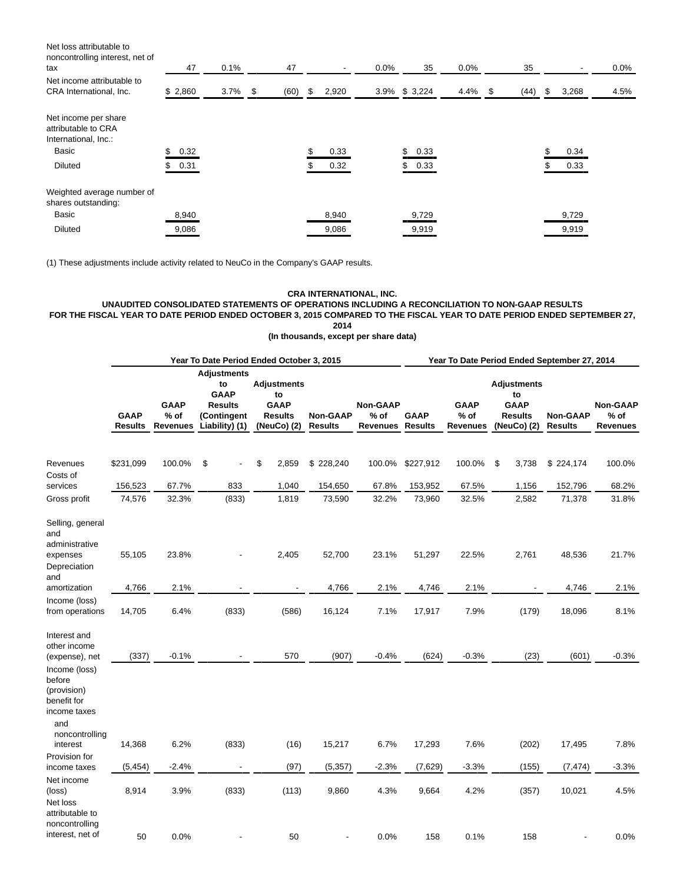| | | | | | | | | | | |
|---|---|---|---|---|---|---|---|---|---|---|
| Net loss attributable to noncontrolling interest, net of tax | 47 | 0.1% | 47 | - | 0.0% | 35 | 0.0% | 35 | - | 0.0% |
| Net income attributable to CRA International, Inc. | $ 2,860 | 3.7% | $ (60) | $ 2,920 | 3.9% | $ 3,224 | 4.4% | $ (44) | $ 3,268 | 4.5% |
| Net income per share attributable to CRA International, Inc.: | | | | | | | | | | |
| Basic | $ 0.32 | | | $ 0.33 | | $ 0.33 | | | $ 0.34 | |
| Diluted | $ 0.31 | | | $ 0.32 | | $ 0.33 | | | $ 0.33 | |
| Weighted average number of shares outstanding: | | | | | | | | | | |
| Basic | 8,940 | | | 8,940 | | 9,729 | | | 9,729 | |
| Diluted | 9,086 | | | 9,086 | | 9,919 | | | 9,919 | |

(1) These adjustments include activity related to NeuCo in the Company's GAAP results.

**CRA INTERNATIONAL, INC.**
**UNAUDITED CONSOLIDATED STATEMENTS OF OPERATIONS INCLUDING A RECONCILIATION TO NON-GAAP RESULTS**
**FOR THE FISCAL YEAR TO DATE PERIOD ENDED OCTOBER 3, 2015 COMPARED TO THE FISCAL YEAR TO DATE PERIOD ENDED SEPTEMBER 27, 2014**
**(In thousands, except per share data)**

| | Year To Date Period Ended October 3, 2015 | | | | | | Year To Date Period Ended September 27, 2014 | | | | |
|---|---|---|---|---|---|---|---|---|---|---|---|
| | GAAP Results | GAAP % of Revenues | Adjustments to GAAP Results (Contingent Liability) (1) | Adjustments to GAAP Results (NeuCo) (2) | Non-GAAP Results | Non-GAAP % of Revenues | GAAP Results | GAAP % of Revenues | Adjustments to GAAP Results (NeuCo) (2) | Non-GAAP Results | Non-GAAP % of Revenues |
| Revenues | $231,099 | 100.0% | $ - | $ 2,859 | $ 228,240 | 100.0% | $227,912 | 100.0% | $ 3,738 | $ 224,174 | 100.0% |
| Costs of services | 156,523 | 67.7% | 833 | 1,040 | 154,650 | 67.8% | 153,952 | 67.5% | 1,156 | 152,796 | 68.2% |
| Gross profit | 74,576 | 32.3% | (833) | 1,819 | 73,590 | 32.2% | 73,960 | 32.5% | 2,582 | 71,378 | 31.8% |
| Selling, general and administrative expenses | 55,105 | 23.8% | - | 2,405 | 52,700 | 23.1% | 51,297 | 22.5% | 2,761 | 48,536 | 21.7% |
| Depreciation and amortization | 4,766 | 2.1% | - | - | 4,766 | 2.1% | 4,746 | 2.1% | - | 4,746 | 2.1% |
| Income (loss) from operations | 14,705 | 6.4% | (833) | (586) | 16,124 | 7.1% | 17,917 | 7.9% | (179) | 18,096 | 8.1% |
| Interest and other income (expense), net | (337) | -0.1% | - | 570 | (907) | -0.4% | (624) | -0.3% | (23) | (601) | -0.3% |
| Income (loss) before (provision) benefit for income taxes and noncontrolling interest | 14,368 | 6.2% | (833) | (16) | 15,217 | 6.7% | 17,293 | 7.6% | (202) | 17,495 | 7.8% |
| Provision for income taxes | (5,454) | -2.4% | - | (97) | (5,357) | -2.3% | (7,629) | -3.3% | (155) | (7,474) | -3.3% |
| Net income (loss) | 8,914 | 3.9% | (833) | (113) | 9,860 | 4.3% | 9,664 | 4.2% | (357) | 10,021 | 4.5% |
| Net loss attributable to noncontrolling interest, net of | 50 | 0.0% | - | 50 | - | 0.0% | 158 | 0.1% | 158 | - | 0.0% |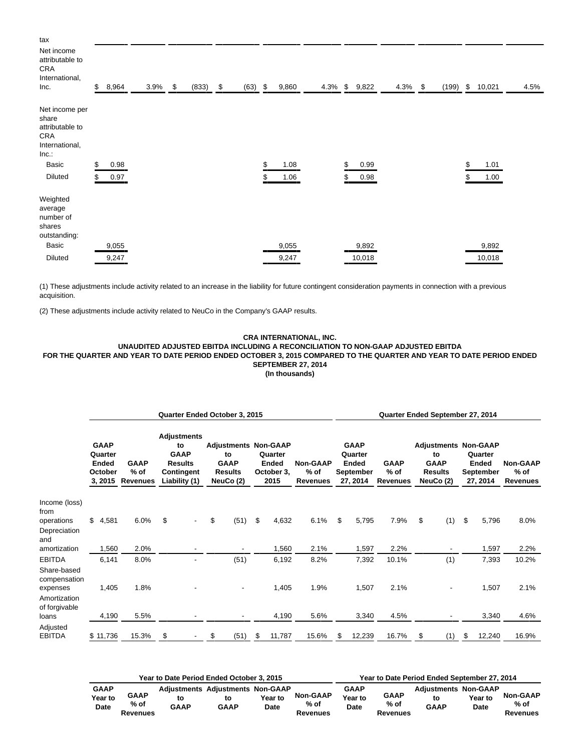| | | | | | | | | | | | |
|---|---|---|---|---|---|---|---|---|---|---|---|
| tax | | | | | | | | | | | |
| Net income attributable to CRA International, Inc. | $ 8,964 | 3.9% | $ (833) | $ (63) | $ 9,860 | 4.3% | $ 9,822 | 4.3% | $ (199) | $ 10,021 | 4.5% |
| Net income per share attributable to CRA International, Inc.: | | | | | | | | | | | |
| Basic | $ 0.98 | | | | $ 1.08 | | $ 0.99 | | | $ 1.01 | |
| Diluted | $ 0.97 | | | | $ 1.06 | | $ 0.98 | | | $ 1.00 | |
| Weighted average number of shares outstanding: | | | | | | | | | | | |
| Basic | 9,055 | | | | 9,055 | | 9,892 | | | 9,892 | |
| Diluted | 9,247 | | | | 9,247 | | 10,018 | | | 10,018 | |

(1) These adjustments include activity related to an increase in the liability for future contingent consideration payments in connection with a previous acquisition.

(2) These adjustments include activity related to NeuCo in the Company's GAAP results.

**CRA INTERNATIONAL, INC.**
**UNAUDITED ADJUSTED EBITDA INCLUDING A RECONCILIATION TO NON-GAAP ADJUSTED EBITDA**
**FOR THE QUARTER AND YEAR TO DATE PERIOD ENDED OCTOBER 3, 2015 COMPARED TO THE QUARTER AND YEAR TO DATE PERIOD ENDED SEPTEMBER 27, 2014**
**(In thousands)**

| | Quarter Ended October 3, 2015 | | | | | | Quarter Ended September 27, 2014 | | | | |
|---|---|---|---|---|---|---|---|---|---|---|---|
| | GAAP Quarter Ended October 3, 2015 | GAAP % of Revenues | Adjustments to GAAP Results Contingent Liability (1) | Adjustments to GAAP Results NeuCo (2) | Non-GAAP Quarter Ended October 3, 2015 | Non-GAAP % of Revenues | GAAP Quarter Ended September 27, 2014 | GAAP % of Revenues | Adjustments to GAAP Results NeuCo (2) | Non-GAAP Quarter Ended September 27, 2014 | Non-GAAP % of Revenues |
| Income (loss) from operations | $ 4,581 | 6.0% | $ - | $ (51) | $ 4,632 | 6.1% | $ 5,795 | 7.9% | $ (1) | $ 5,796 | 8.0% |
| Depreciation and amortization | 1,560 | 2.0% | - | - | 1,560 | 2.1% | 1,597 | 2.2% | - | 1,597 | 2.2% |
| EBITDA | 6,141 | 8.0% | - | (51) | 6,192 | 8.2% | 7,392 | 10.1% | (1) | 7,393 | 10.2% |
| Share-based compensation expenses | 1,405 | 1.8% | - | - | 1,405 | 1.9% | 1,507 | 2.1% | - | 1,507 | 2.1% |
| Amortization of forgivable loans | 4,190 | 5.5% | - | - | 4,190 | 5.6% | 3,340 | 4.5% | - | 3,340 | 4.6% |
| Adjusted EBITDA | $ 11,736 | 15.3% | $ - | $ (51) | $ 11,787 | 15.6% | $ 12,239 | 16.7% | $ (1) | $ 12,240 | 16.9% |

| Year to Date Period Ended October 3, 2015 | | | | | | Year to Date Period Ended September 27, 2014 | | | | |
|---|---|---|---|---|---|---|---|---|---|---|
| GAAP Year to Date | GAAP % of Revenues | Adjustments to GAAP | Adjustments to GAAP | Non-GAAP Year to Date | Non-GAAP % of Revenues | GAAP Year to Date | GAAP % of Revenues | Adjustments to GAAP | Non-GAAP Year to Date | Non-GAAP % of Revenues |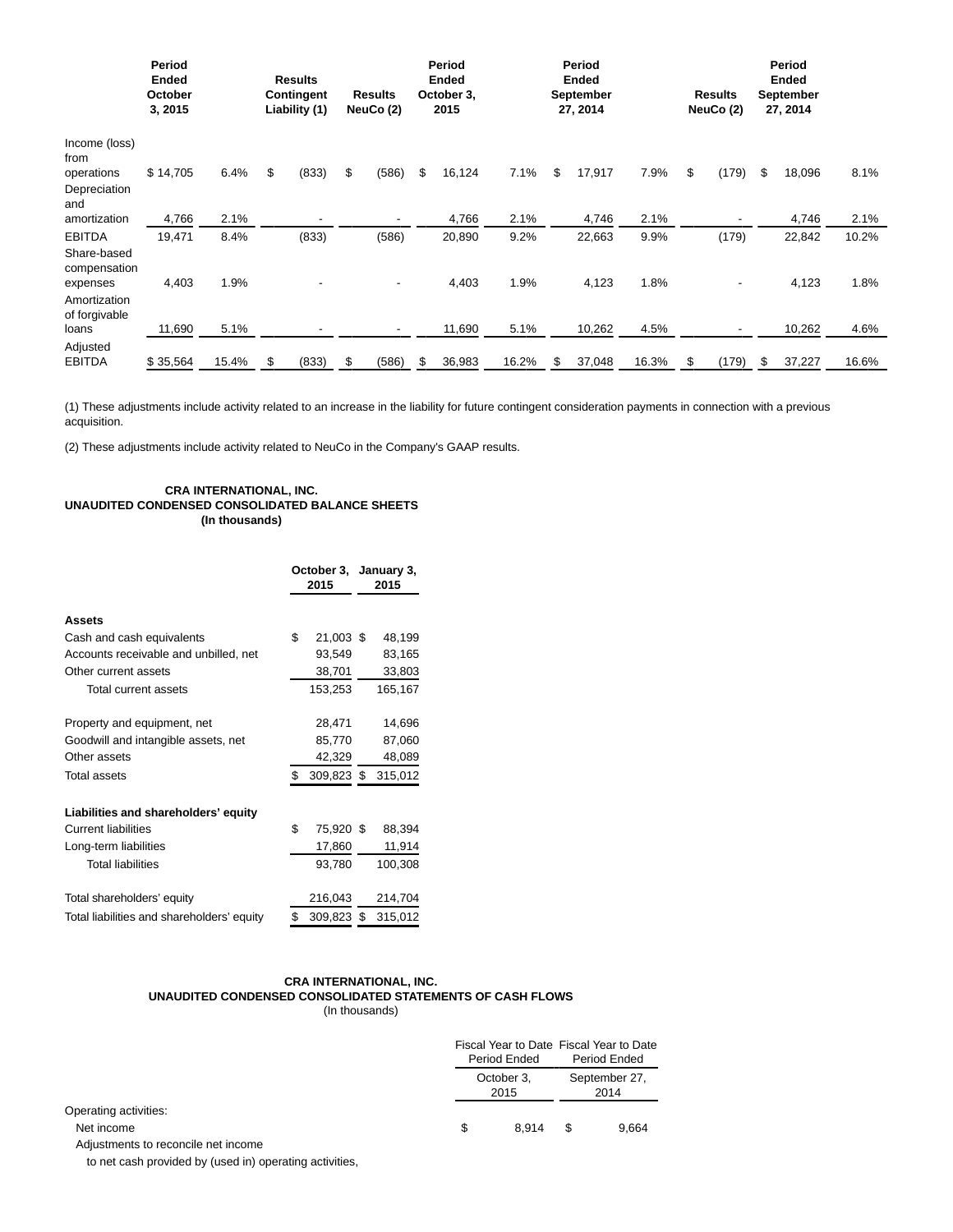| | Period Ended October 3, 2015 | | Results Contingent Liability (1) | Results NeuCo (2) | Period Ended October 3, 2015 | | Period Ended September 27, 2014 | | Results NeuCo (2) | Period Ended September 27, 2014 | |
|---|---|---|---|---|---|---|---|---|---|---|---|
| Income (loss) from operations | $ 14,705 | 6.4% | $ (833) | $ (586) | $ 16,124 | 7.1% | $ 17,917 | 7.9% | $ (179) | $ 18,096 | 8.1% |
| Depreciation and amortization | 4,766 | 2.1% | - | - | 4,766 | 2.1% | 4,746 | 2.1% | - | 4,746 | 2.1% |
| EBITDA | 19,471 | 8.4% | (833) | (586) | 20,890 | 9.2% | 22,663 | 9.9% | (179) | 22,842 | 10.2% |
| Share-based compensation expenses | 4,403 | 1.9% | - | - | 4,403 | 1.9% | 4,123 | 1.8% | - | 4,123 | 1.8% |
| Amortization of forgivable loans | 11,690 | 5.1% | - | - | 11,690 | 5.1% | 10,262 | 4.5% | - | 10,262 | 4.6% |
| Adjusted EBITDA | $ 35,564 | 15.4% | $ (833) | $ (586) | $ 36,983 | 16.2% | $ 37,048 | 16.3% | $ (179) | $ 37,227 | 16.6% |

(1) These adjustments include activity related to an increase in the liability for future contingent consideration payments in connection with a previous acquisition.

(2) These adjustments include activity related to NeuCo in the Company's GAAP results.

**CRA INTERNATIONAL, INC.**
**UNAUDITED CONDENSED CONSOLIDATED BALANCE SHEETS**
**(In thousands)**

| | October 3, 2015 | January 3, 2015 |
|---|---|---|
| **Assets** | | |
| Cash and cash equivalents | $ 21,003 | $ 48,199 |
| Accounts receivable and unbilled, net | 93,549 | 83,165 |
| Other current assets | 38,701 | 33,803 |
| Total current assets | 153,253 | 165,167 |
| | | |
| Property and equipment, net | 28,471 | 14,696 |
| Goodwill and intangible assets, net | 85,770 | 87,060 |
| Other assets | 42,329 | 48,089 |
| Total assets | $ 309,823 | $ 315,012 |
| | | |
| **Liabilities and shareholders' equity** | | |
| Current liabilities | $ 75,920 | $ 88,394 |
| Long-term liabilities | 17,860 | 11,914 |
| Total liabilities | 93,780 | 100,308 |
| | | |
| Total shareholders' equity | 216,043 | 214,704 |
| Total liabilities and shareholders' equity | $ 309,823 | $ 315,012 |

**CRA INTERNATIONAL, INC.**
**UNAUDITED CONDENSED CONSOLIDATED STATEMENTS OF CASH FLOWS**
(In thousands)

| | Fiscal Year to Date Period Ended October 3, 2015 | Fiscal Year to Date Period Ended September 27, 2014 |
|---|---|---|
| Operating activities: | | |
| Net income | $ 8,914 | $ 9,664 |
| Adjustments to reconcile net income to net cash provided by (used in) operating activities, | | |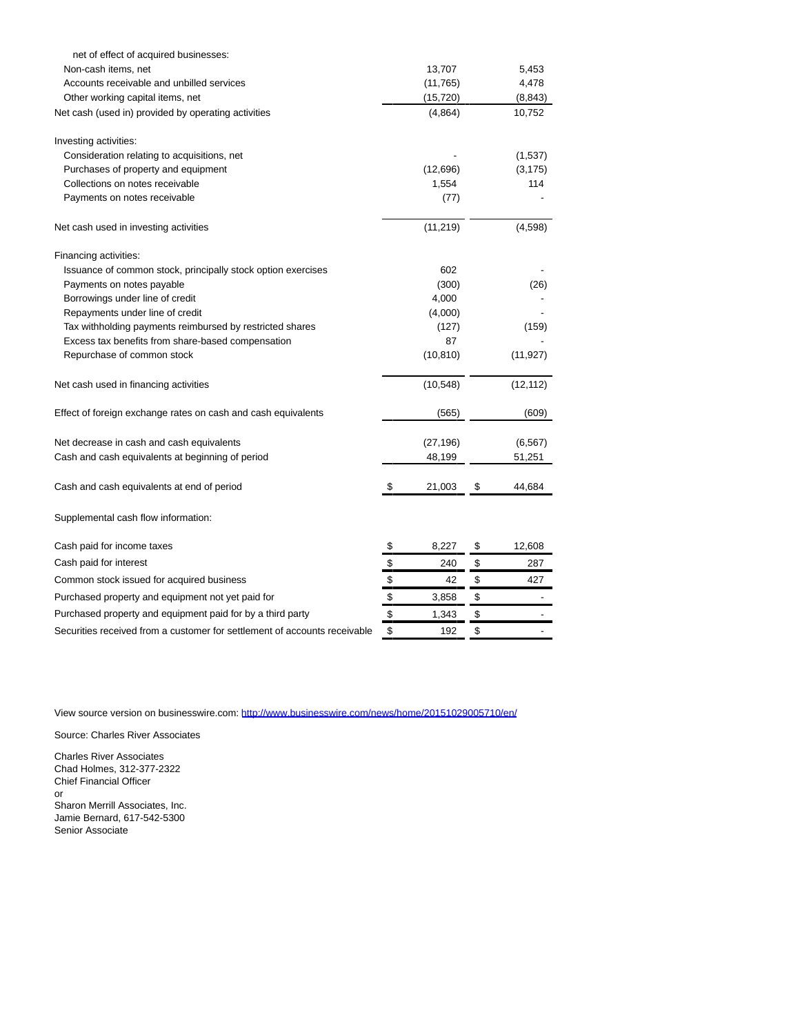| | | |
|---|---|---|
| net of effect of acquired businesses: | | |
| Non-cash items, net | 13,707 | 5,453 |
| Accounts receivable and unbilled services | (11,765) | 4,478 |
| Other working capital items, net | (15,720) | (8,843) |
| Net cash (used in) provided by operating activities | (4,864) | 10,752 |
| | | |
| Investing activities: | | |
| Consideration relating to acquisitions, net | - | (1,537) |
| Purchases of property and equipment | (12,696) | (3,175) |
| Collections on notes receivable | 1,554 | 114 |
| Payments on notes receivable | (77) | - |
| | | |
| Net cash used in investing activities | (11,219) | (4,598) |
| | | |
| Financing activities: | | |
| Issuance of common stock, principally stock option exercises | 602 | - |
| Payments on notes payable | (300) | (26) |
| Borrowings under line of credit | 4,000 | - |
| Repayments under line of credit | (4,000) | - |
| Tax withholding payments reimbursed by restricted shares | (127) | (159) |
| Excess tax benefits from share-based compensation | 87 | - |
| Repurchase of common stock | (10,810) | (11,927) |
| | | |
| Net cash used in financing activities | (10,548) | (12,112) |
| | | |
| Effect of foreign exchange rates on cash and cash equivalents | (565) | (609) |
| | | |
| Net decrease in cash and cash equivalents | (27,196) | (6,567) |
| Cash and cash equivalents at beginning of period | 48,199 | 51,251 |
| | | |
| Cash and cash equivalents at end of period | $ 21,003 | $ 44,684 |
| | | |
| Supplemental cash flow information: | | |
| | | |
| Cash paid for income taxes | $ 8,227 | $ 12,608 |
| Cash paid for interest | $ 240 | $ 287 |
| Common stock issued for acquired business | $ 42 | $ 427 |
| Purchased property and equipment not yet paid for | $ 3,858 | $ - |
| Purchased property and equipment paid for by a third party | $ 1,343 | $ - |
| Securities received from a customer for settlement of accounts receivable | $ 192 | $ - |

View source version on businesswire.com: http://www.businesswire.com/news/home/20151029005710/en/

Source: Charles River Associates

Charles River Associates
Chad Holmes, 312-377-2322
Chief Financial Officer
or
Sharon Merrill Associates, Inc.
Jamie Bernard, 617-542-5300
Senior Associate